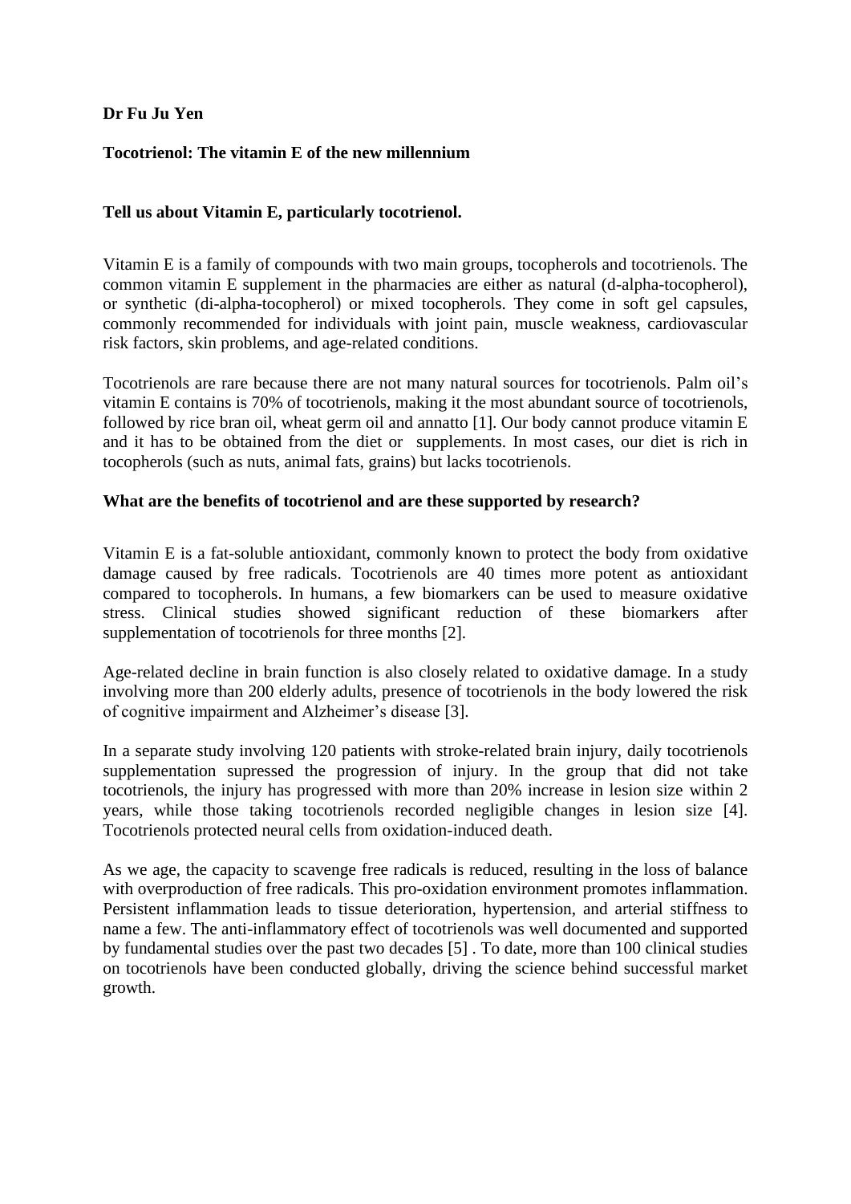**Dr Fu Ju Yen**

**Tocotrienol: The vitamin E of the new millennium**

**Tell us about Vitamin E, particularly tocotrienol.**

Vitamin E is a family of compounds with two main groups, tocopherols and tocotrienols. The common vitamin E supplement in the pharmacies are either as natural (d-alpha-tocopherol), or synthetic (di-alpha-tocopherol) or mixed tocopherols. They come in soft gel capsules, commonly recommended for individuals with joint pain, muscle weakness, cardiovascular risk factors, skin problems, and age-related conditions.

Tocotrienols are rare because there are not many natural sources for tocotrienols. Palm oil's vitamin E contains is 70% of tocotrienols, making it the most abundant source of tocotrienols, followed by rice bran oil, wheat germ oil and annatto [1]. Our body cannot produce vitamin E and it has to be obtained from the diet or supplements. In most cases, our diet is rich in tocopherols (such as nuts, animal fats, grains) but lacks tocotrienols.

**What are the benefits of tocotrienol and are these supported by research?**

Vitamin E is a fat-soluble antioxidant, commonly known to protect the body from oxidative damage caused by free radicals. Tocotrienols are 40 times more potent as antioxidant compared to tocopherols. In humans, a few biomarkers can be used to measure oxidative stress. Clinical studies showed significant reduction of these biomarkers after supplementation of tocotrienols for three months [2].

Age-related decline in brain function is also closely related to oxidative damage. In a study involving more than 200 elderly adults, presence of tocotrienols in the body lowered the risk of cognitive impairment and Alzheimer's disease [3].

In a separate study involving 120 patients with stroke-related brain injury, daily tocotrienols supplementation supressed the progression of injury. In the group that did not take tocotrienols, the injury has progressed with more than 20% increase in lesion size within 2 years, while those taking tocotrienols recorded negligible changes in lesion size [4]. Tocotrienols protected neural cells from oxidation-induced death.

As we age, the capacity to scavenge free radicals is reduced, resulting in the loss of balance with overproduction of free radicals. This pro-oxidation environment promotes inflammation. Persistent inflammation leads to tissue deterioration, hypertension, and arterial stiffness to name a few. The anti-inflammatory effect of tocotrienols was well documented and supported by fundamental studies over the past two decades [5] . To date, more than 100 clinical studies on tocotrienols have been conducted globally, driving the science behind successful market growth.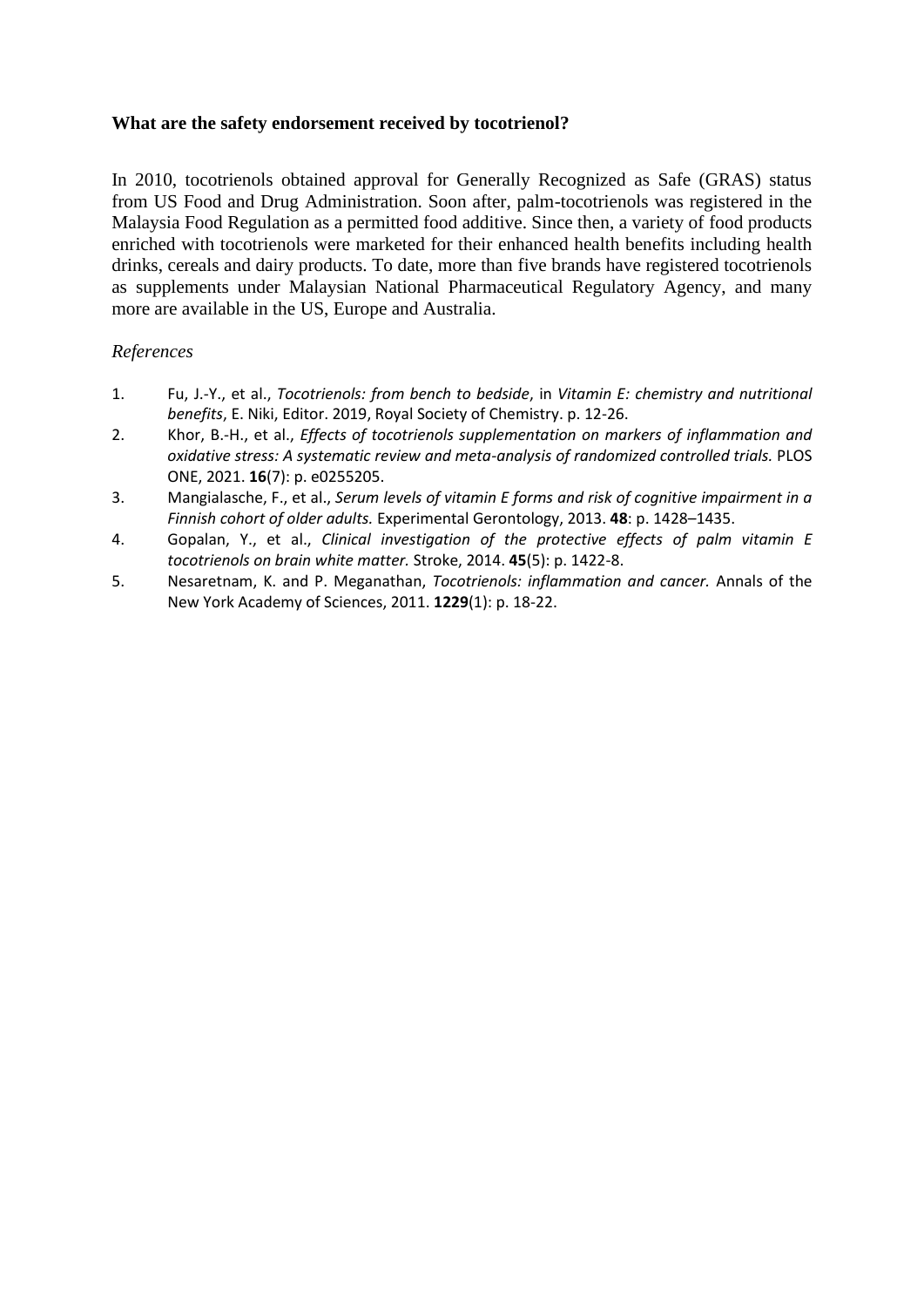**What are the safety endorsement received by tocotrienol?**

In 2010, tocotrienols obtained approval for Generally Recognized as Safe (GRAS) status from US Food and Drug Administration. Soon after, palm-tocotrienols was registered in the Malaysia Food Regulation as a permitted food additive. Since then, a variety of food products enriched with tocotrienols were marketed for their enhanced health benefits including health drinks, cereals and dairy products. To date, more than five brands have registered tocotrienols as supplements under Malaysian National Pharmaceutical Regulatory Agency, and many more are available in the US, Europe and Australia.

*References*

1. Fu, J.-Y., et al., *Tocotrienols: from bench to bedside*, in *Vitamin E: chemistry and nutritional benefits*, E. Niki, Editor. 2019, Royal Society of Chemistry. p. 12-26.
2. Khor, B.-H., et al., *Effects of tocotrienols supplementation on markers of inflammation and oxidative stress: A systematic review and meta-analysis of randomized controlled trials.* PLOS ONE, 2021. **16**(7): p. e0255205.
3. Mangialasche, F., et al., *Serum levels of vitamin E forms and risk of cognitive impairment in a Finnish cohort of older adults.* Experimental Gerontology, 2013. **48**: p. 1428–1435.
4. Gopalan, Y., et al., *Clinical investigation of the protective effects of palm vitamin E tocotrienols on brain white matter.* Stroke, 2014. **45**(5): p. 1422-8.
5. Nesaretnam, K. and P. Meganathan, *Tocotrienols: inflammation and cancer.* Annals of the New York Academy of Sciences, 2011. **1229**(1): p. 18-22.